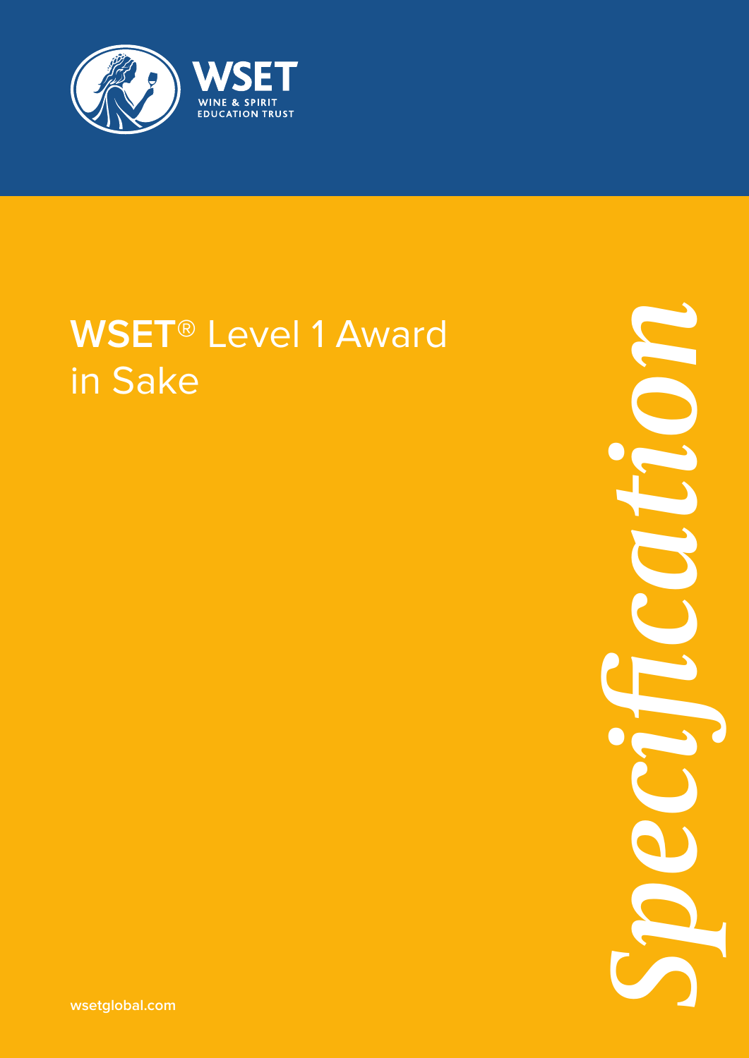WSET

WINE & SPIRIT EDUCATION TRUST

# WSET® Level 1 Award in Sake

*Specification*

wsetglobal.com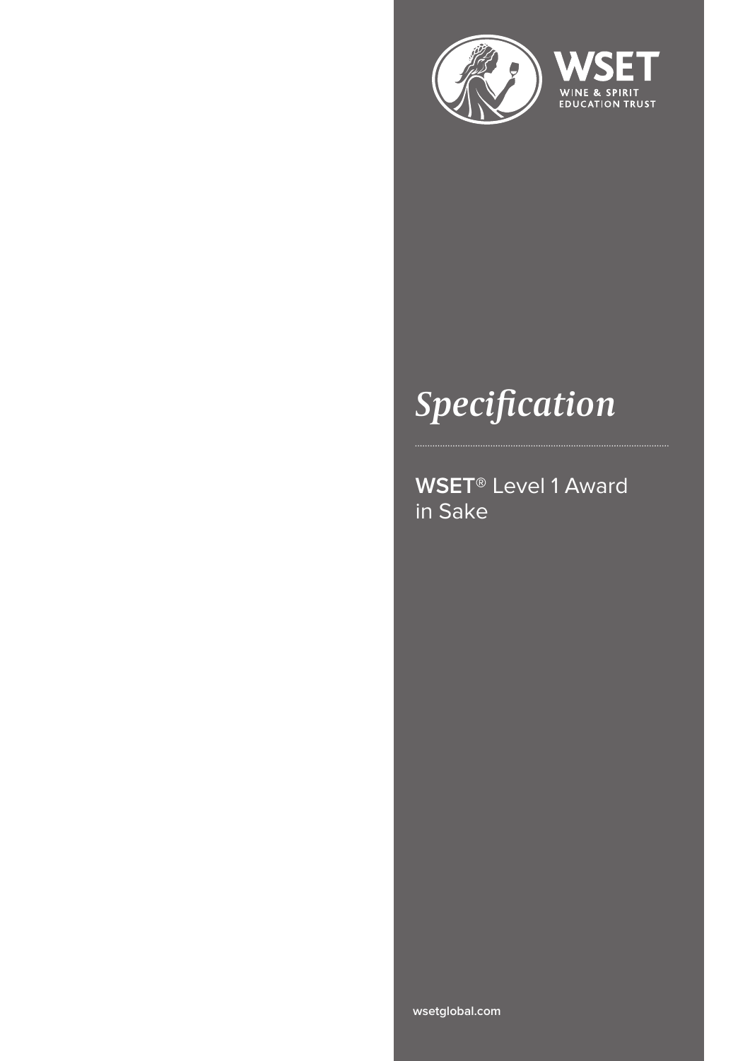WSET

WINE & SPIRIT EDUCATION TRUST

# *Specification*

**WSET**® Level 1 Award in Sake

wsetglobal.com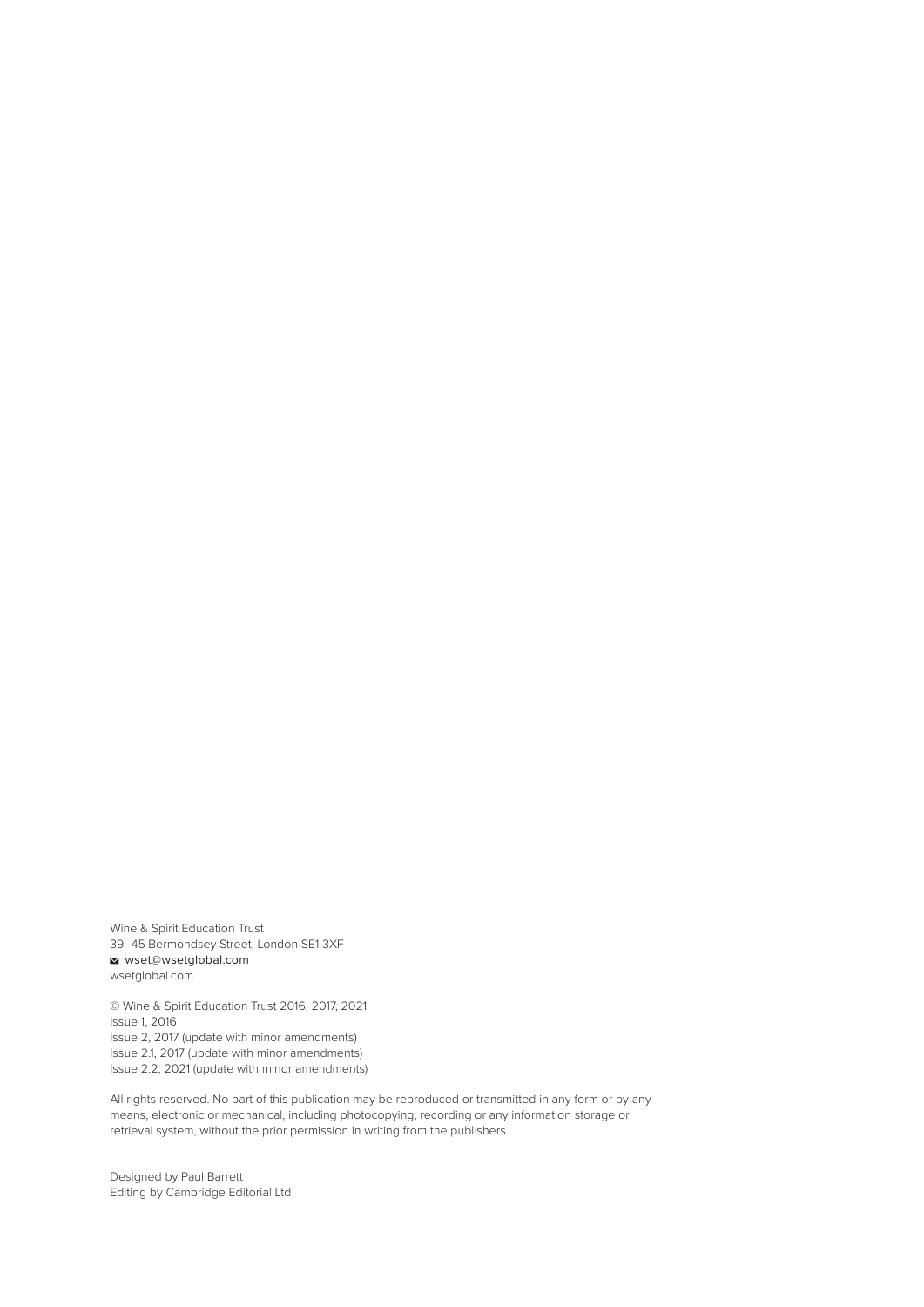Wine & Spirit Education Trust
39–45 Bermondsey Street, London SE1 3XF
wset@wsetglobal.com
wsetglobal.com

© Wine & Spirit Education Trust 2016, 2017, 2021
Issue 1, 2016
Issue 2, 2017 (update with minor amendments)
Issue 2.1, 2017 (update with minor amendments)
Issue 2.2, 2021 (update with minor amendments)

All rights reserved. No part of this publication may be reproduced or transmitted in any form or by any means, electronic or mechanical, including photocopying, recording or any information storage or retrieval system, without the prior permission in writing from the publishers.

Designed by Paul Barrett
Editing by Cambridge Editorial Ltd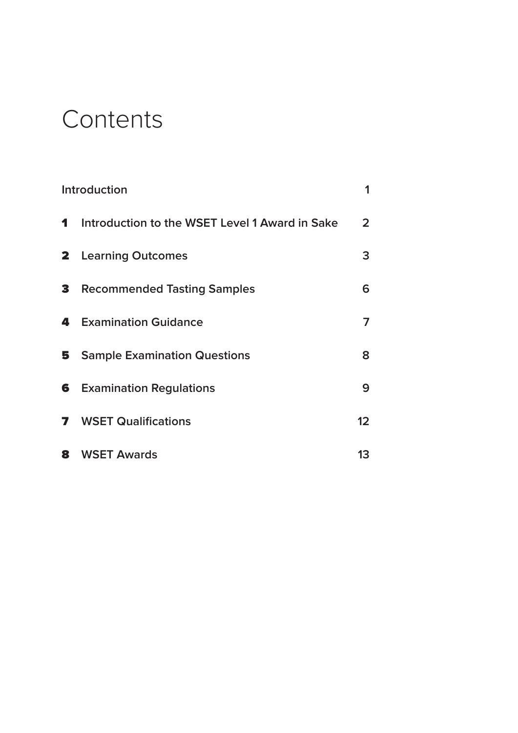# Contents

| | | |
|---|---|---|
| Introduction | | 1 |
| 1 | Introduction to the WSET Level 1 Award in Sake | 2 |
| 2 | Learning Outcomes | 3 |
| 3 | Recommended Tasting Samples | 6 |
| 4 | Examination Guidance | 7 |
| 5 | Sample Examination Questions | 8 |
| 6 | Examination Regulations | 9 |
| 7 | WSET Qualifications | 12 |
| 8 | WSET Awards | 13 |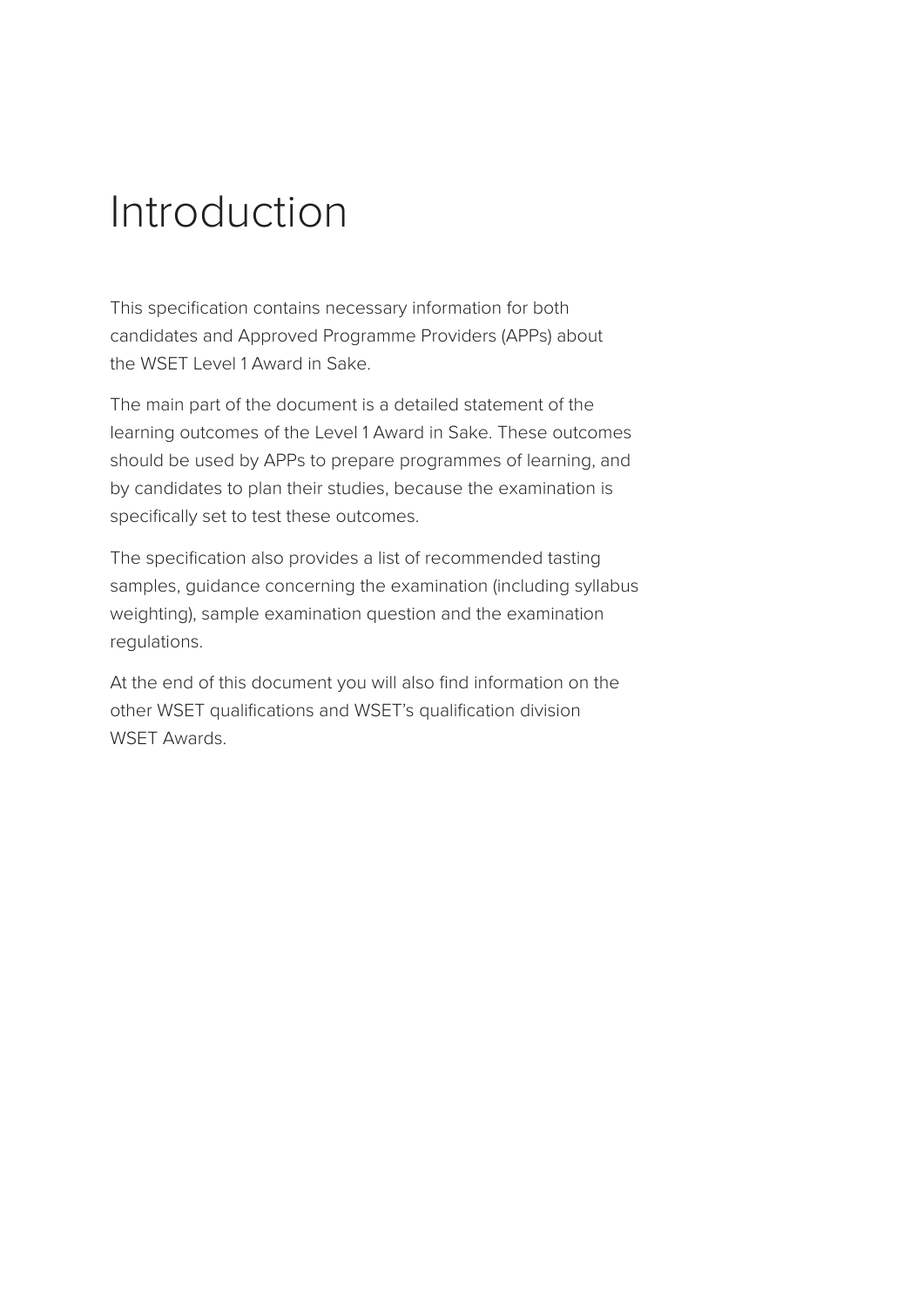# Introduction

This specification contains necessary information for both candidates and Approved Programme Providers (APPs) about the WSET Level 1 Award in Sake.

The main part of the document is a detailed statement of the learning outcomes of the Level 1 Award in Sake. These outcomes should be used by APPs to prepare programmes of learning, and by candidates to plan their studies, because the examination is specifically set to test these outcomes.

The specification also provides a list of recommended tasting samples, guidance concerning the examination (including syllabus weighting), sample examination question and the examination regulations.

At the end of this document you will also find information on the other WSET qualifications and WSET's qualification division WSET Awards.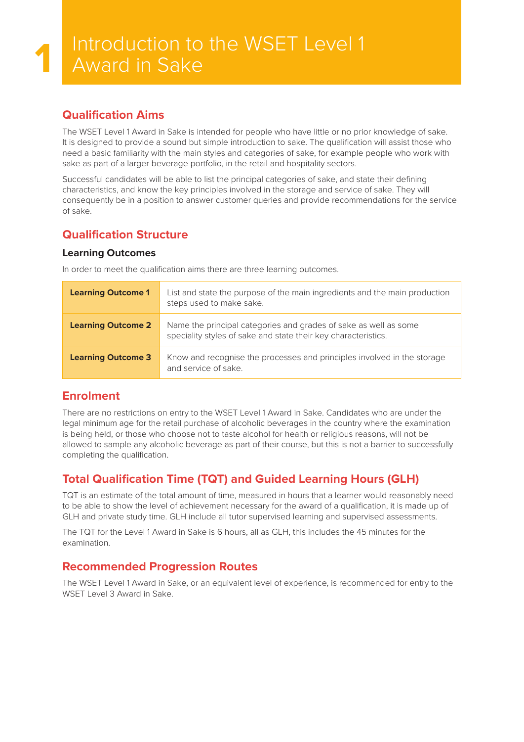# 1 Introduction to the WSET Level 1 Award in Sake

## Qualification Aims

The WSET Level 1 Award in Sake is intended for people who have little or no prior knowledge of sake. It is designed to provide a sound but simple introduction to sake. The qualification will assist those who need a basic familiarity with the main styles and categories of sake, for example people who work with sake as part of a larger beverage portfolio, in the retail and hospitality sectors.

Successful candidates will be able to list the principal categories of sake, and state their defining characteristics, and know the key principles involved in the storage and service of sake. They will consequently be in a position to answer customer queries and provide recommendations for the service of sake.

## Qualification Structure

### Learning Outcomes

In order to meet the qualification aims there are three learning outcomes.

| | |
|---|---|
| **Learning Outcome 1** | List and state the purpose of the main ingredients and the main production steps used to make sake. |
| **Learning Outcome 2** | Name the principal categories and grades of sake as well as some speciality styles of sake and state their key characteristics. |
| **Learning Outcome 3** | Know and recognise the processes and principles involved in the storage and service of sake. |

## Enrolment

There are no restrictions on entry to the WSET Level 1 Award in Sake. Candidates who are under the legal minimum age for the retail purchase of alcoholic beverages in the country where the examination is being held, or those who choose not to taste alcohol for health or religious reasons, will not be allowed to sample any alcoholic beverage as part of their course, but this is not a barrier to successfully completing the qualification.

## Total Qualification Time (TQT) and Guided Learning Hours (GLH)

TQT is an estimate of the total amount of time, measured in hours that a learner would reasonably need to be able to show the level of achievement necessary for the award of a qualification, it is made up of GLH and private study time. GLH include all tutor supervised learning and supervised assessments.

The TQT for the Level 1 Award in Sake is 6 hours, all as GLH, this includes the 45 minutes for the examination.

## Recommended Progression Routes

The WSET Level 1 Award in Sake, or an equivalent level of experience, is recommended for entry to the WSET Level 3 Award in Sake.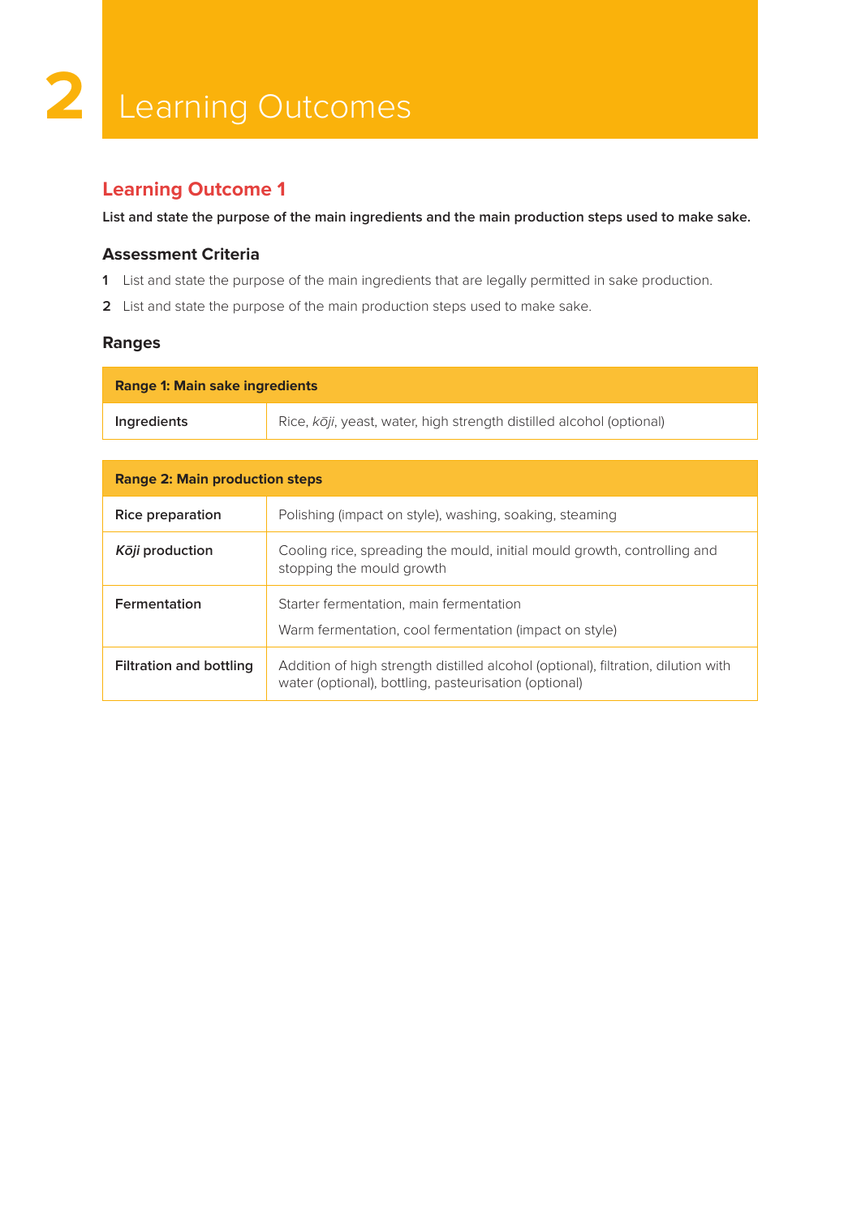# 2 Learning Outcomes

## Learning Outcome 1

**List and state the purpose of the main ingredients and the main production steps used to make sake.**

### Assessment Criteria

1. List and state the purpose of the main ingredients that are legally permitted in sake production.
2. List and state the purpose of the main production steps used to make sake.

### Ranges

| **Range 1: Main sake ingredients** | |
|---|---|
| **Ingredients** | Rice, *kōji*, yeast, water, high strength distilled alcohol (optional) |

| **Range 2: Main production steps** | |
|---|---|
| **Rice preparation** | Polishing (impact on style), washing, soaking, steaming |
| ***Kōji* production** | Cooling rice, spreading the mould, initial mould growth, controlling and stopping the mould growth |
| **Fermentation** | Starter fermentation, main fermentation<br><br>Warm fermentation, cool fermentation (impact on style) |
| **Filtration and bottling** | Addition of high strength distilled alcohol (optional), filtration, dilution with water (optional), bottling, pasteurisation (optional) |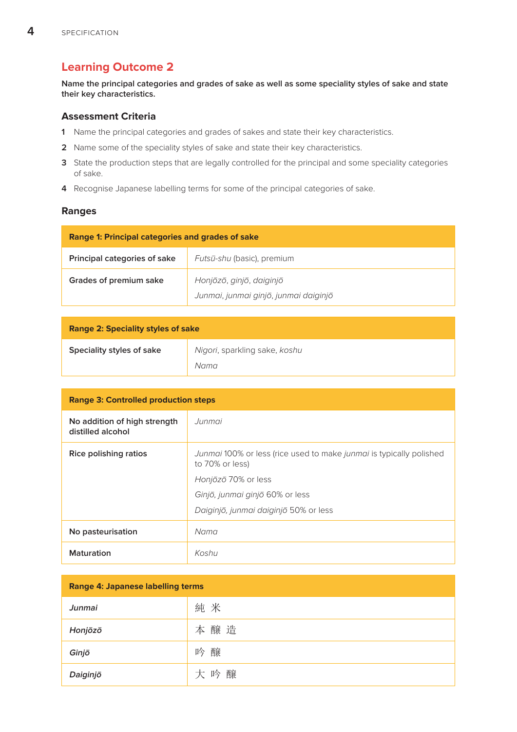## Learning Outcome 2

**Name the principal categories and grades of sake as well as some speciality styles of sake and state their key characteristics.**

### Assessment Criteria

1. Name the principal categories and grades of sakes and state their key characteristics.
2. Name some of the speciality styles of sake and state their key characteristics.
3. State the production steps that are legally controlled for the principal and some speciality categories of sake.
4. Recognise Japanese labelling terms for some of the principal categories of sake.

### Ranges

| **Range 1: Principal categories and grades of sake** | |
|---|---|
| **Principal categories of sake** | *Futsū-shu* (basic), premium |
| **Grades of premium sake** | *Honjōzō*, *ginjō*, *daiginjō*<br>*Junmai*, *junmai ginjō*, *junmai daiginjō* |

| **Range 2: Speciality styles of sake** | |
|---|---|
| **Speciality styles of sake** | *Nigori*, sparkling sake, *koshu*<br>*Nama* |

| **Range 3: Controlled production steps** | |
|---|---|
| **No addition of high strength distilled alcohol** | *Junmai* |
| **Rice polishing ratios** | *Junmai* 100% or less (rice used to make *junmai* is typically polished to 70% or less)<br>*Honjōzō* 70% or less<br>*Ginjō, junmai ginjō* 60% or less<br>*Daiginjō, junmai daiginjō* 50% or less |
| **No pasteurisation** | *Nama* |
| **Maturation** | *Koshu* |

| **Range 4: Japanese labelling terms** | |
|---|---|
| ***Junmai*** | 純 米 |
| ***Honjōzō*** | 本 醸 造 |
| ***Ginjō*** | 吟 醸 |
| ***Daiginjō*** | 大 吟 醸 |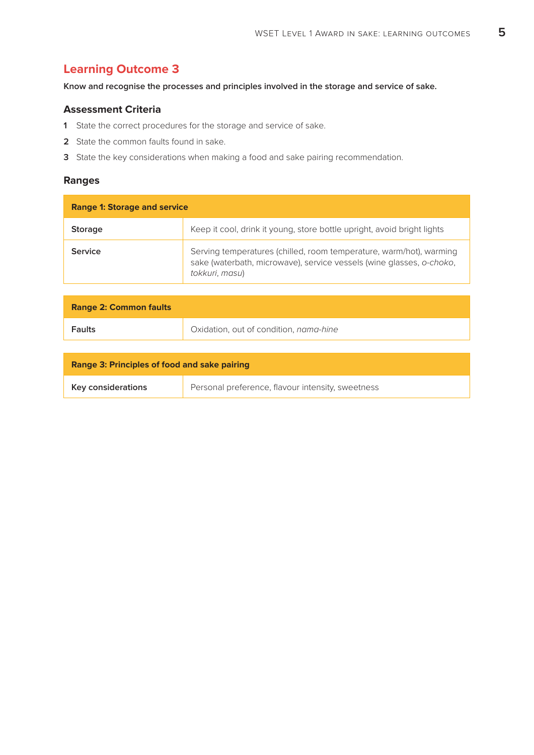## Learning Outcome 3

**Know and recognise the processes and principles involved in the storage and service of sake.**

### Assessment Criteria

1. State the correct procedures for the storage and service of sake.
2. State the common faults found in sake.
3. State the key considerations when making a food and sake pairing recommendation.

### Ranges

| **Range 1: Storage and service** | |
|---|---|
| **Storage** | Keep it cool, drink it young, store bottle upright, avoid bright lights |
| **Service** | Serving temperatures (chilled, room temperature, warm/hot), warming sake (waterbath, microwave), service vessels (wine glasses, *o-choko*, *tokkuri*, *masu*) |

| **Range 2: Common faults** | |
|---|---|
| **Faults** | Oxidation, out of condition, *nama-hine* |

| **Range 3: Principles of food and sake pairing** | |
|---|---|
| **Key considerations** | Personal preference, flavour intensity, sweetness |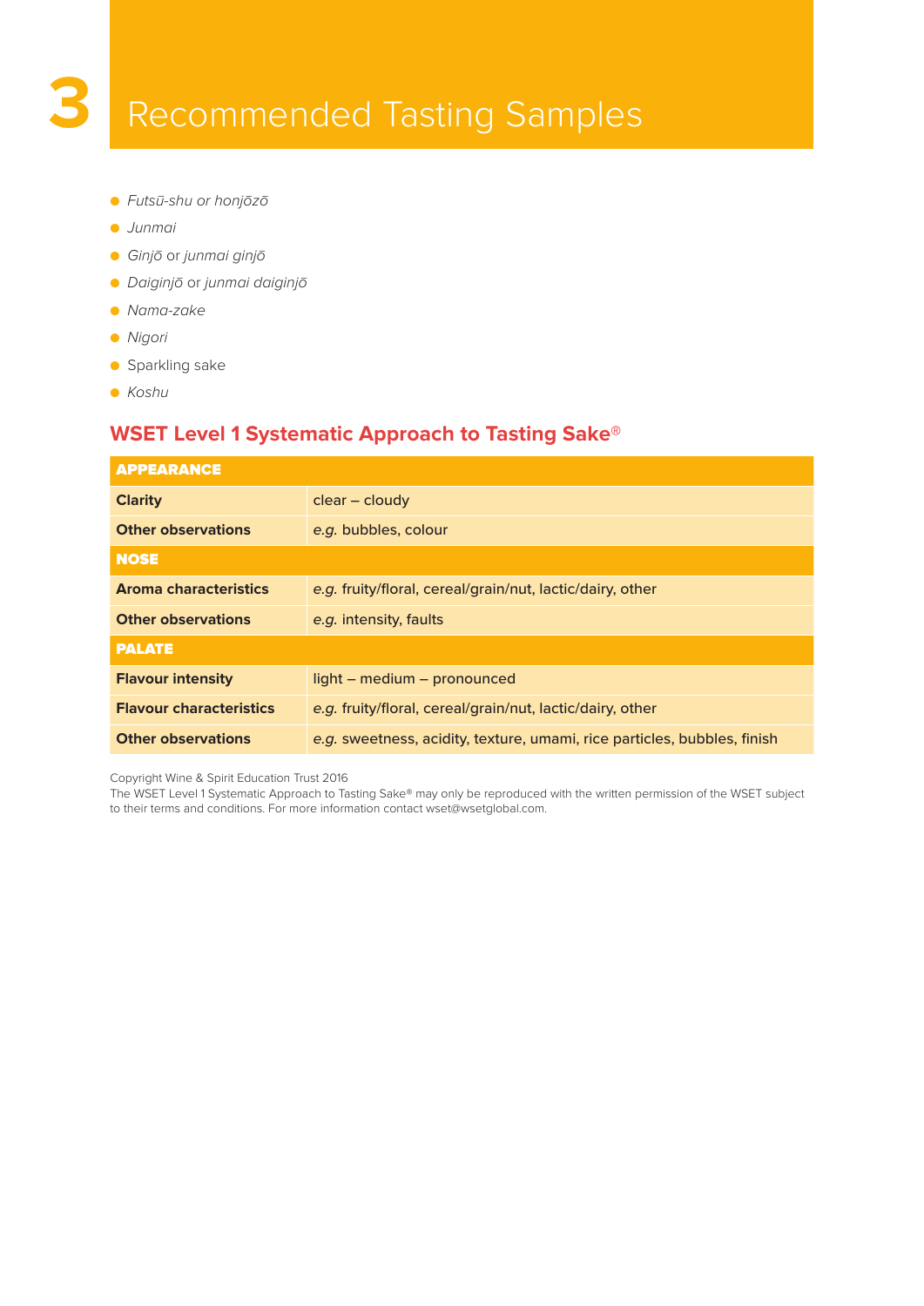# 3 Recommended Tasting Samples

- *Futsū-shu or honjōzō*
- *Junmai*
- *Ginjō* or *junmai ginjō*
- *Daiginjō* or *junmai daiginjō*
- *Nama-zake*
- *Nigori*
- Sparkling sake
- *Koshu*

## WSET Level 1 Systematic Approach to Tasting Sake®

| | |
|---|---|
| **APPEARANCE** | |
| **Clarity** | clear – cloudy |
| **Other observations** | *e.g.* bubbles, colour |
| **NOSE** | |
| **Aroma characteristics** | *e.g.* fruity/floral, cereal/grain/nut, lactic/dairy, other |
| **Other observations** | *e.g.* intensity, faults |
| **PALATE** | |
| **Flavour intensity** | light – medium – pronounced |
| **Flavour characteristics** | *e.g.* fruity/floral, cereal/grain/nut, lactic/dairy, other |
| **Other observations** | *e.g.* sweetness, acidity, texture, umami, rice particles, bubbles, finish |

Copyright Wine & Spirit Education Trust 2016
The WSET Level 1 Systematic Approach to Tasting Sake® may only be reproduced with the written permission of the WSET subject to their terms and conditions. For more information contact wset@wsetglobal.com.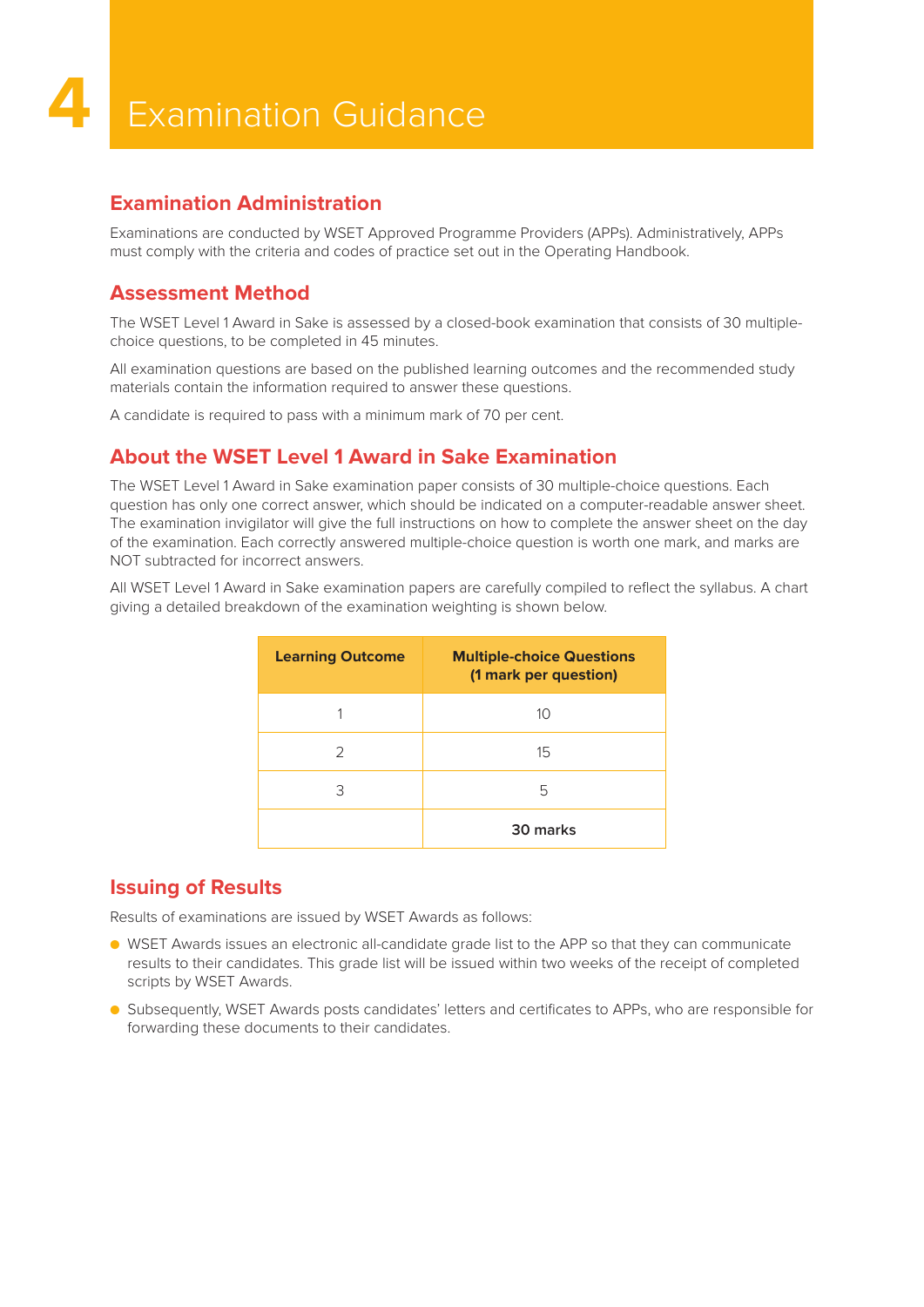# 4 Examination Guidance

## Examination Administration

Examinations are conducted by WSET Approved Programme Providers (APPs). Administratively, APPs must comply with the criteria and codes of practice set out in the Operating Handbook.

## Assessment Method

The WSET Level 1 Award in Sake is assessed by a closed-book examination that consists of 30 multiple-choice questions, to be completed in 45 minutes.

All examination questions are based on the published learning outcomes and the recommended study materials contain the information required to answer these questions.

A candidate is required to pass with a minimum mark of 70 per cent.

## About the WSET Level 1 Award in Sake Examination

The WSET Level 1 Award in Sake examination paper consists of 30 multiple-choice questions. Each question has only one correct answer, which should be indicated on a computer-readable answer sheet. The examination invigilator will give the full instructions on how to complete the answer sheet on the day of the examination. Each correctly answered multiple-choice question is worth one mark, and marks are NOT subtracted for incorrect answers.

All WSET Level 1 Award in Sake examination papers are carefully compiled to reflect the syllabus. A chart giving a detailed breakdown of the examination weighting is shown below.

| Learning Outcome | Multiple-choice Questions (1 mark per question) |
|---|---|
| 1 | 10 |
| 2 | 15 |
| 3 | 5 |
| | **30 marks** |

## Issuing of Results

Results of examinations are issued by WSET Awards as follows:

- WSET Awards issues an electronic all-candidate grade list to the APP so that they can communicate results to their candidates. This grade list will be issued within two weeks of the receipt of completed scripts by WSET Awards.
- Subsequently, WSET Awards posts candidates' letters and certificates to APPs, who are responsible for forwarding these documents to their candidates.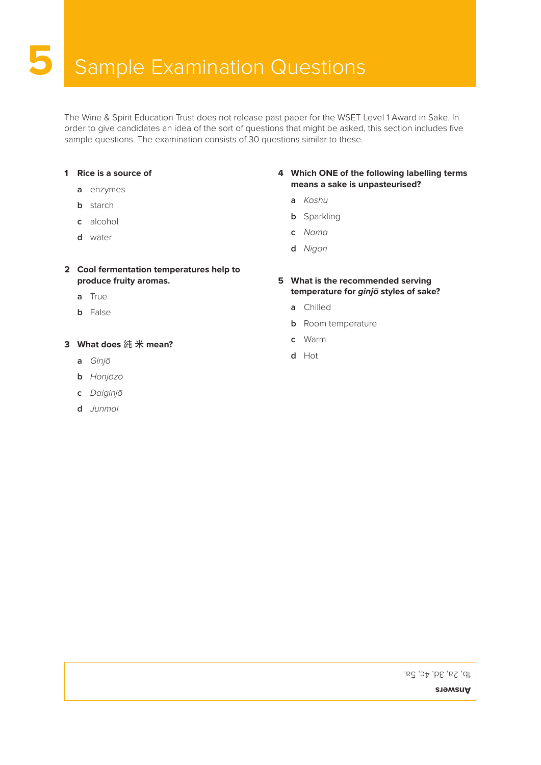# 5 Sample Examination Questions

The Wine & Spirit Education Trust does not release past paper for the WSET Level 1 Award in Sake. In order to give candidates an idea of the sort of questions that might be asked, this section includes five sample questions. The examination consists of 30 questions similar to these.

**1 Rice is a source of**

- **a** enzymes
- **b** starch
- **c** alcohol
- **d** water

**2 Cool fermentation temperatures help to produce fruity aromas.**

- **a** True
- **b** False

**3 What does 純 米 mean?**

- **a** *Ginjō*
- **b** *Honjōzō*
- **c** *Daiginjō*
- **d** *Junmai*

**4 Which ONE of the following labelling terms means a sake is unpasteurised?**

- **a** *Koshu*
- **b** Sparkling
- **c** *Nama*
- **d** *Nigori*

**5 What is the recommended serving temperature for *ginjō* styles of sake?**

- **a** Chilled
- **b** Room temperature
- **c** Warm
- **d** Hot

**Answers**

1b, 2a, 3d, 4c, 5a.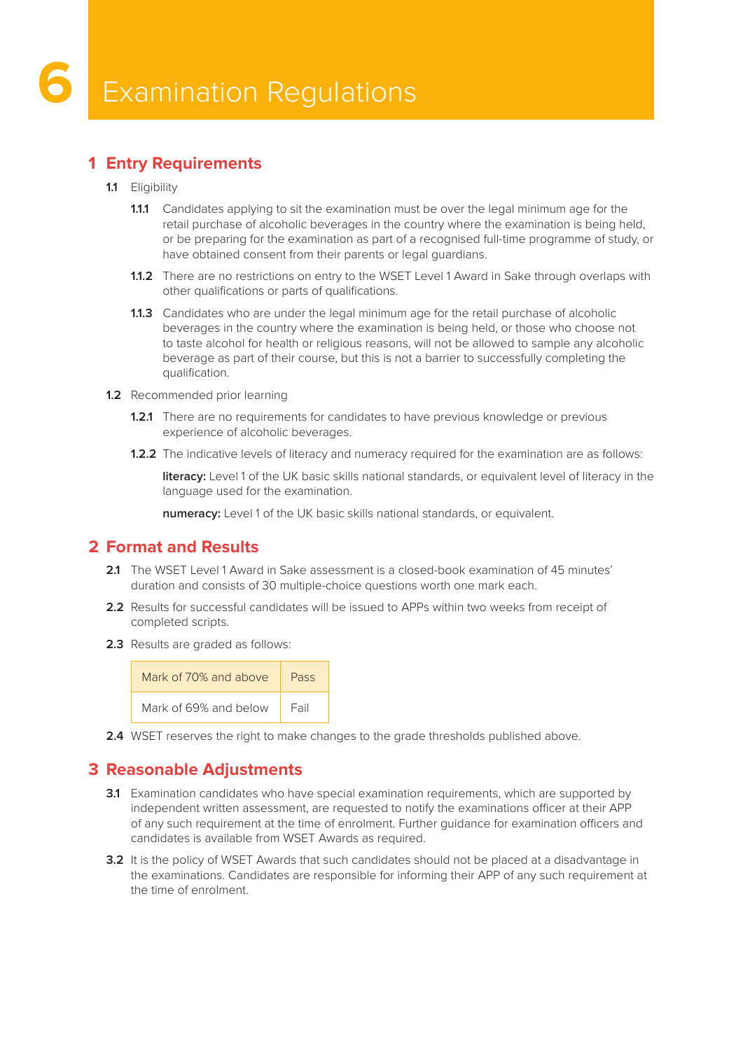# 6 Examination Regulations

## 1 Entry Requirements

**1.1** Eligibility

**1.1.1** Candidates applying to sit the examination must be over the legal minimum age for the retail purchase of alcoholic beverages in the country where the examination is being held, or be preparing for the examination as part of a recognised full-time programme of study, or have obtained consent from their parents or legal guardians.

**1.1.2** There are no restrictions on entry to the WSET Level 1 Award in Sake through overlaps with other qualifications or parts of qualifications.

**1.1.3** Candidates who are under the legal minimum age for the retail purchase of alcoholic beverages in the country where the examination is being held, or those who choose not to taste alcohol for health or religious reasons, will not be allowed to sample any alcoholic beverage as part of their course, but this is not a barrier to successfully completing the qualification.

**1.2** Recommended prior learning

**1.2.1** There are no requirements for candidates to have previous knowledge or previous experience of alcoholic beverages.

**1.2.2** The indicative levels of literacy and numeracy required for the examination are as follows:

**literacy:** Level 1 of the UK basic skills national standards, or equivalent level of literacy in the language used for the examination.

**numeracy:** Level 1 of the UK basic skills national standards, or equivalent.

## 2 Format and Results

**2.1** The WSET Level 1 Award in Sake assessment is a closed-book examination of 45 minutes' duration and consists of 30 multiple-choice questions worth one mark each.

**2.2** Results for successful candidates will be issued to APPs within two weeks from receipt of completed scripts.

**2.3** Results are graded as follows:

| | |
|---|---|
| Mark of 70% and above | Pass |
| Mark of 69% and below | Fail |

**2.4** WSET reserves the right to make changes to the grade thresholds published above.

## 3 Reasonable Adjustments

**3.1** Examination candidates who have special examination requirements, which are supported by independent written assessment, are requested to notify the examinations officer at their APP of any such requirement at the time of enrolment. Further guidance for examination officers and candidates is available from WSET Awards as required.

**3.2** It is the policy of WSET Awards that such candidates should not be placed at a disadvantage in the examinations. Candidates are responsible for informing their APP of any such requirement at the time of enrolment.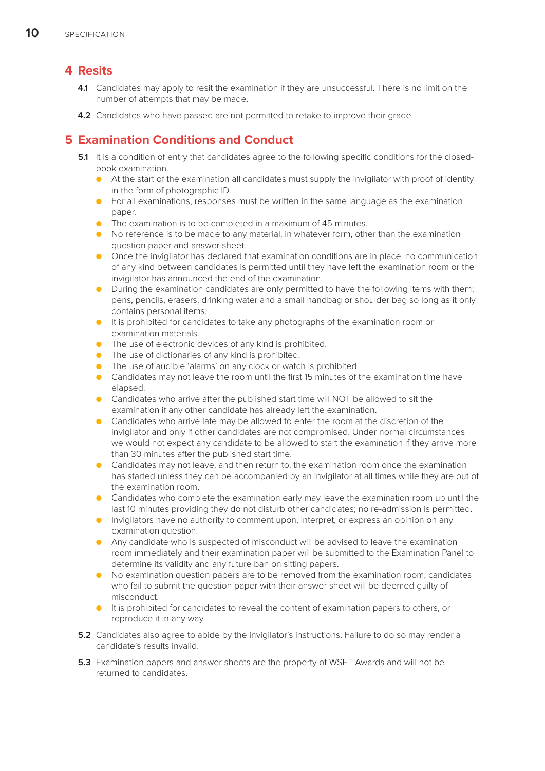## 4 Resits

**4.1** Candidates may apply to resit the examination if they are unsuccessful. There is no limit on the number of attempts that may be made.

**4.2** Candidates who have passed are not permitted to retake to improve their grade.

## 5 Examination Conditions and Conduct

**5.1** It is a condition of entry that candidates agree to the following specific conditions for the closed-book examination.

- At the start of the examination all candidates must supply the invigilator with proof of identity in the form of photographic ID.
- For all examinations, responses must be written in the same language as the examination paper.
- The examination is to be completed in a maximum of 45 minutes.
- No reference is to be made to any material, in whatever form, other than the examination question paper and answer sheet.
- Once the invigilator has declared that examination conditions are in place, no communication of any kind between candidates is permitted until they have left the examination room or the invigilator has announced the end of the examination.
- During the examination candidates are only permitted to have the following items with them; pens, pencils, erasers, drinking water and a small handbag or shoulder bag so long as it only contains personal items.
- It is prohibited for candidates to take any photographs of the examination room or examination materials.
- The use of electronic devices of any kind is prohibited.
- The use of dictionaries of any kind is prohibited.
- The use of audible 'alarms' on any clock or watch is prohibited.
- Candidates may not leave the room until the first 15 minutes of the examination time have elapsed.
- Candidates who arrive after the published start time will NOT be allowed to sit the examination if any other candidate has already left the examination.
- Candidates who arrive late may be allowed to enter the room at the discretion of the invigilator and only if other candidates are not compromised. Under normal circumstances we would not expect any candidate to be allowed to start the examination if they arrive more than 30 minutes after the published start time.
- Candidates may not leave, and then return to, the examination room once the examination has started unless they can be accompanied by an invigilator at all times while they are out of the examination room.
- Candidates who complete the examination early may leave the examination room up until the last 10 minutes providing they do not disturb other candidates; no re-admission is permitted.
- Invigilators have no authority to comment upon, interpret, or express an opinion on any examination question.
- Any candidate who is suspected of misconduct will be advised to leave the examination room immediately and their examination paper will be submitted to the Examination Panel to determine its validity and any future ban on sitting papers.
- No examination question papers are to be removed from the examination room; candidates who fail to submit the question paper with their answer sheet will be deemed guilty of misconduct.
- It is prohibited for candidates to reveal the content of examination papers to others, or reproduce it in any way.

**5.2** Candidates also agree to abide by the invigilator's instructions. Failure to do so may render a candidate's results invalid.

**5.3** Examination papers and answer sheets are the property of WSET Awards and will not be returned to candidates.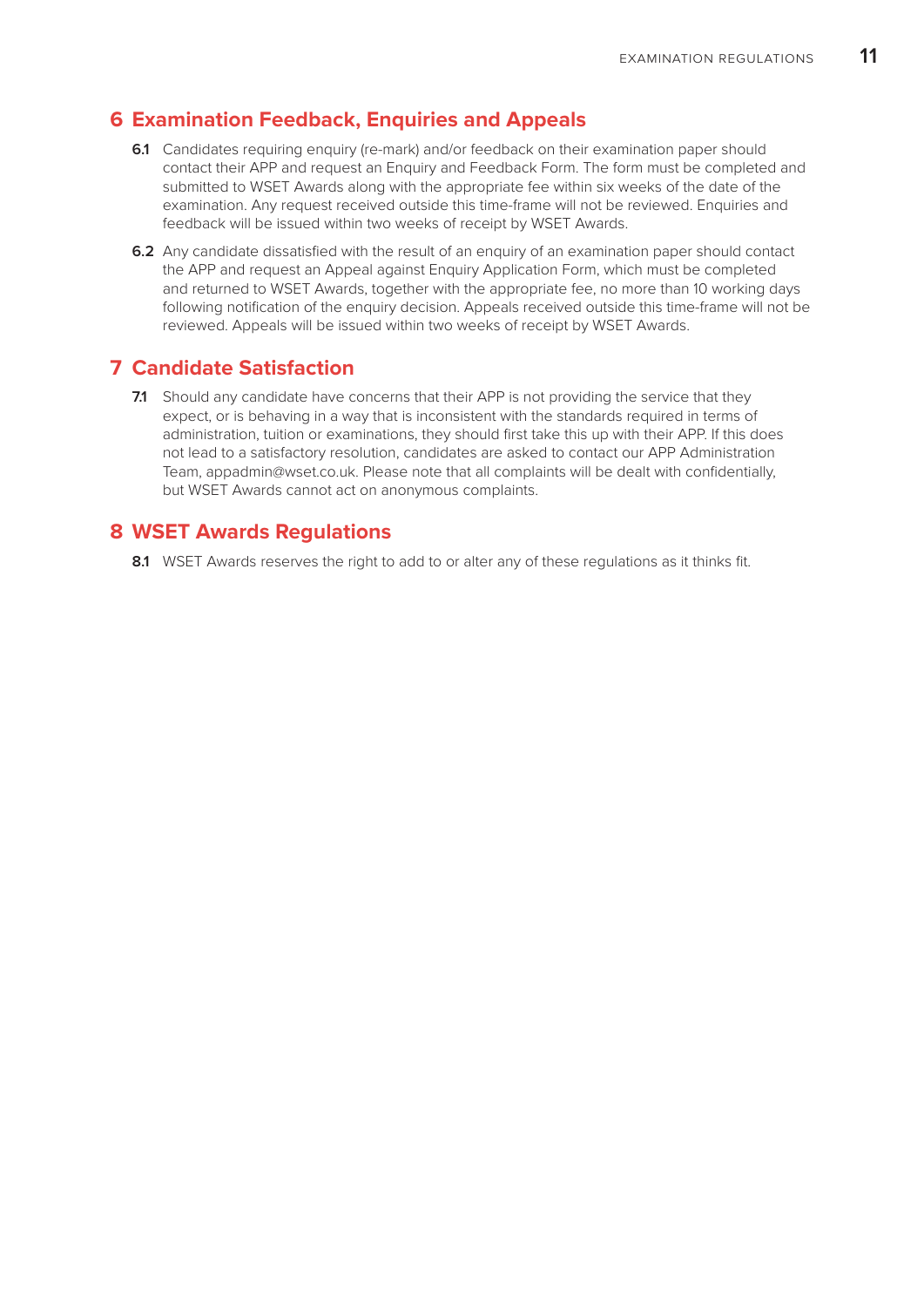## 6 Examination Feedback, Enquiries and Appeals

**6.1** Candidates requiring enquiry (re-mark) and/or feedback on their examination paper should contact their APP and request an Enquiry and Feedback Form. The form must be completed and submitted to WSET Awards along with the appropriate fee within six weeks of the date of the examination. Any request received outside this time-frame will not be reviewed. Enquiries and feedback will be issued within two weeks of receipt by WSET Awards.

**6.2** Any candidate dissatisfied with the result of an enquiry of an examination paper should contact the APP and request an Appeal against Enquiry Application Form, which must be completed and returned to WSET Awards, together with the appropriate fee, no more than 10 working days following notification of the enquiry decision. Appeals received outside this time-frame will not be reviewed. Appeals will be issued within two weeks of receipt by WSET Awards.

## 7 Candidate Satisfaction

**7.1** Should any candidate have concerns that their APP is not providing the service that they expect, or is behaving in a way that is inconsistent with the standards required in terms of administration, tuition or examinations, they should first take this up with their APP. If this does not lead to a satisfactory resolution, candidates are asked to contact our APP Administration Team, appadmin@wset.co.uk. Please note that all complaints will be dealt with confidentially, but WSET Awards cannot act on anonymous complaints.

## 8 WSET Awards Regulations

**8.1** WSET Awards reserves the right to add to or alter any of these regulations as it thinks fit.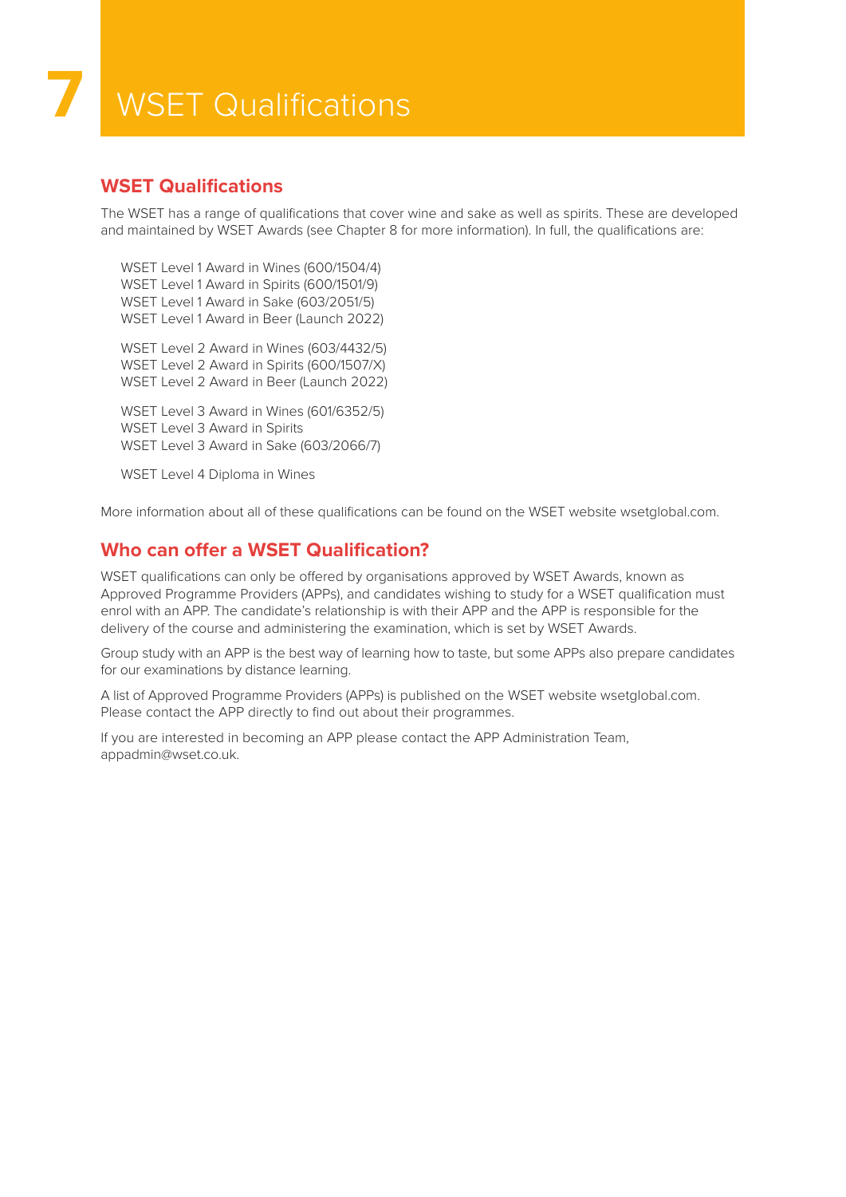# 7 WSET Qualifications

## WSET Qualifications

The WSET has a range of qualifications that cover wine and sake as well as spirits. These are developed and maintained by WSET Awards (see Chapter 8 for more information). In full, the qualifications are:

WSET Level 1 Award in Wines (600/1504/4)
WSET Level 1 Award in Spirits (600/1501/9)
WSET Level 1 Award in Sake (603/2051/5)
WSET Level 1 Award in Beer (Launch 2022)

WSET Level 2 Award in Wines (603/4432/5)
WSET Level 2 Award in Spirits (600/1507/X)
WSET Level 2 Award in Beer (Launch 2022)

WSET Level 3 Award in Wines (601/6352/5)
WSET Level 3 Award in Spirits
WSET Level 3 Award in Sake (603/2066/7)

WSET Level 4 Diploma in Wines

More information about all of these qualifications can be found on the WSET website wsetglobal.com.

## Who can offer a WSET Qualification?

WSET qualifications can only be offered by organisations approved by WSET Awards, known as Approved Programme Providers (APPs), and candidates wishing to study for a WSET qualification must enrol with an APP. The candidate's relationship is with their APP and the APP is responsible for the delivery of the course and administering the examination, which is set by WSET Awards.

Group study with an APP is the best way of learning how to taste, but some APPs also prepare candidates for our examinations by distance learning.

A list of Approved Programme Providers (APPs) is published on the WSET website wsetglobal.com. Please contact the APP directly to find out about their programmes.

If you are interested in becoming an APP please contact the APP Administration Team, appadmin@wset.co.uk.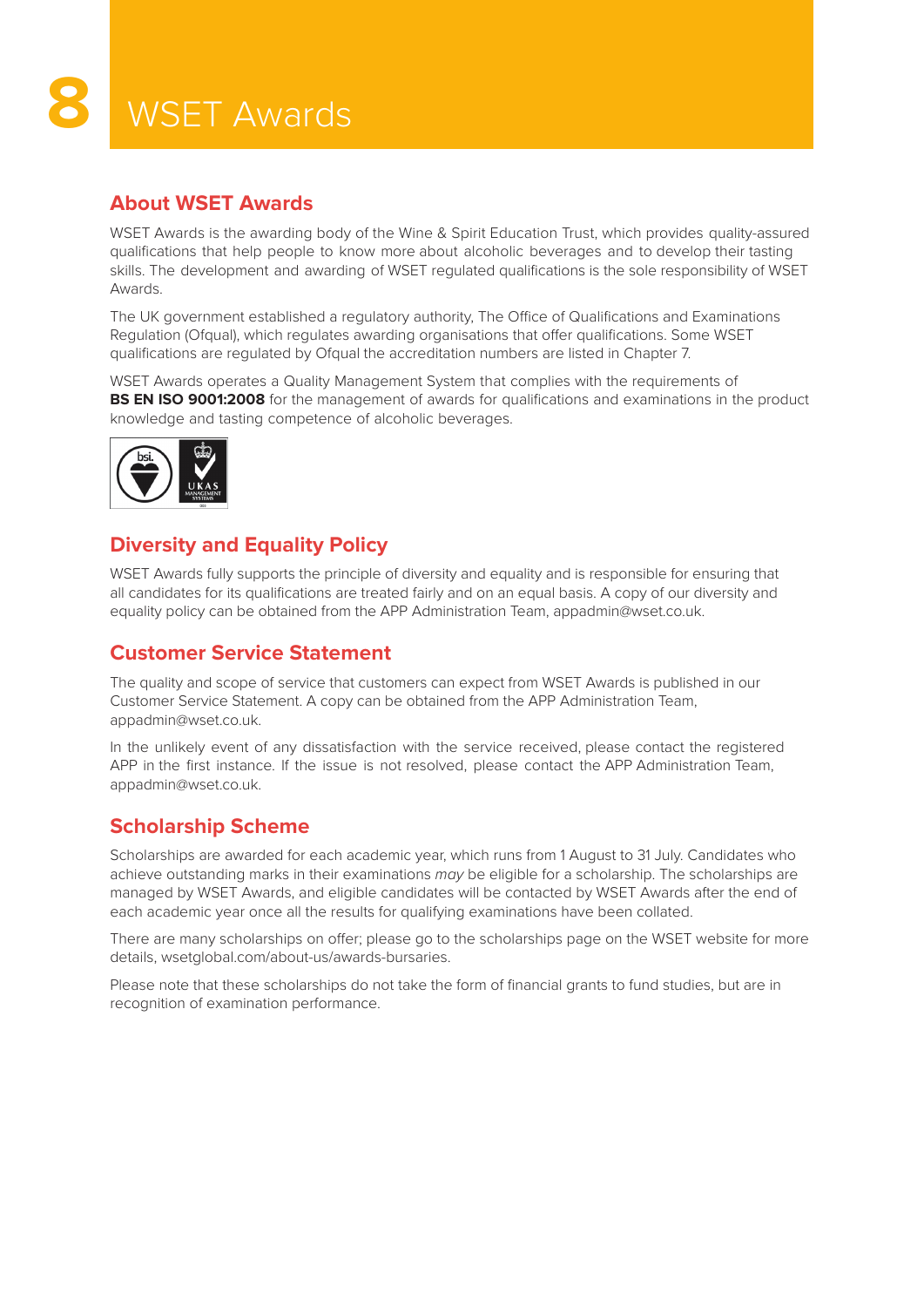# 8 WSET Awards

## About WSET Awards

WSET Awards is the awarding body of the Wine & Spirit Education Trust, which provides quality-assured qualifications that help people to know more about alcoholic beverages and to develop their tasting skills. The development and awarding of WSET regulated qualifications is the sole responsibility of WSET Awards.

The UK government established a regulatory authority, The Office of Qualifications and Examinations Regulation (Ofqual), which regulates awarding organisations that offer qualifications. Some WSET qualifications are regulated by Ofqual the accreditation numbers are listed in Chapter 7.

WSET Awards operates a Quality Management System that complies with the requirements of **BS EN ISO 9001:2008** for the management of awards for qualifications and examinations in the product knowledge and tasting competence of alcoholic beverages.

## Diversity and Equality Policy

WSET Awards fully supports the principle of diversity and equality and is responsible for ensuring that all candidates for its qualifications are treated fairly and on an equal basis. A copy of our diversity and equality policy can be obtained from the APP Administration Team, appadmin@wset.co.uk.

## Customer Service Statement

The quality and scope of service that customers can expect from WSET Awards is published in our Customer Service Statement. A copy can be obtained from the APP Administration Team, appadmin@wset.co.uk.

In the unlikely event of any dissatisfaction with the service received, please contact the registered APP in the first instance. If the issue is not resolved, please contact the APP Administration Team, appadmin@wset.co.uk.

## Scholarship Scheme

Scholarships are awarded for each academic year, which runs from 1 August to 31 July. Candidates who achieve outstanding marks in their examinations *may* be eligible for a scholarship. The scholarships are managed by WSET Awards, and eligible candidates will be contacted by WSET Awards after the end of each academic year once all the results for qualifying examinations have been collated.

There are many scholarships on offer; please go to the scholarships page on the WSET website for more details, wsetglobal.com/about-us/awards-bursaries.

Please note that these scholarships do not take the form of financial grants to fund studies, but are in recognition of examination performance.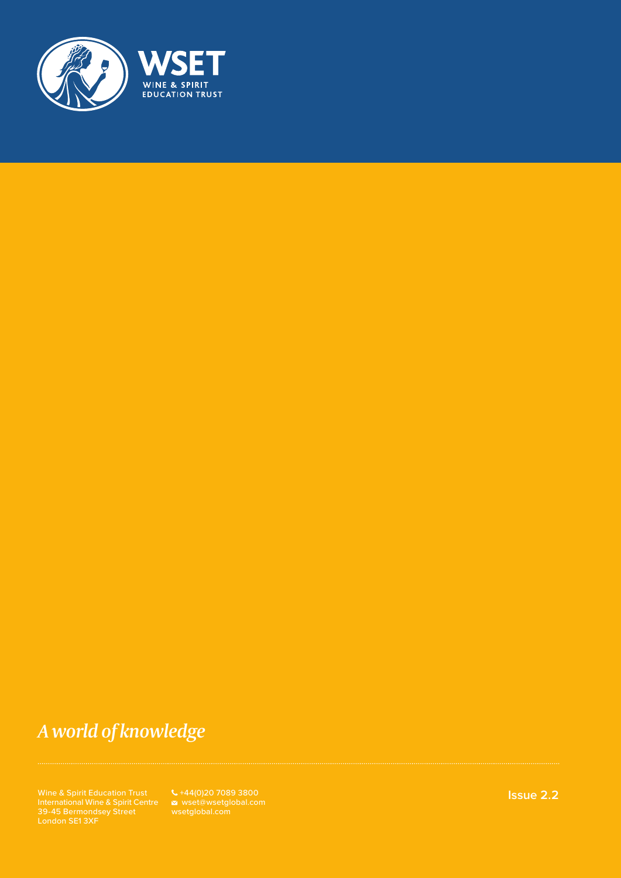WSET

WINE & SPIRIT EDUCATION TRUST

*A world of knowledge*

Wine & Spirit Education Trust
International Wine & Spirit Centre
39-45 Bermondsey Street
London SE1 3XF

+44(0)20 7089 3800
wset@wsetglobal.com
wsetglobal.com

**Issue 2.2**